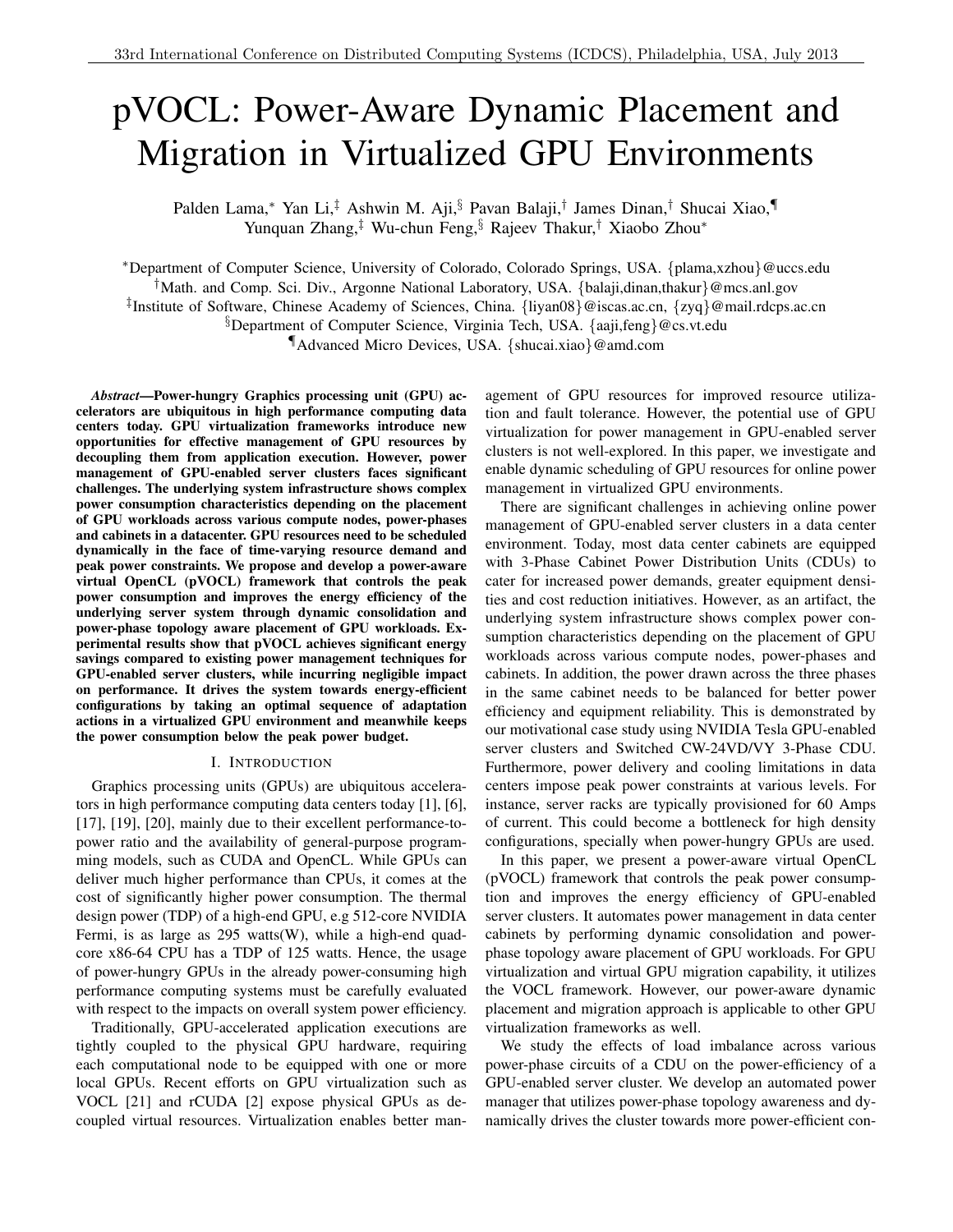# pVOCL: Power-Aware Dynamic Placement and Migration in Virtualized GPU Environments

Palden Lama,* Yan Li,‡ Ashwin M. Aji,§ Pavan Balaji,† James Dinan,† Shucai Xiao,¶ Yunquan Zhang,‡ Wu-chun Feng,§ Rajeev Thakur,† Xiaobo Zhou*

*Department of Computer Science, University of Colorado, Colorado Springs, USA. {plama,xzhou}@uccs.edu
†Math. and Comp. Sci. Div., Argonne National Laboratory, USA. {balaji,dinan,thakur}@mcs.anl.gov
‡Institute of Software, Chinese Academy of Sciences, China. {liyan08}@iscas.ac.cn, {zyq}@mail.rdcps.ac.cn
§Department of Computer Science, Virginia Tech, USA. {aaji,feng}@cs.vt.edu
¶Advanced Micro Devices, USA. {shucai.xiao}@amd.com

***Abstract*—Power-hungry Graphics processing unit (GPU) accelerators are ubiquitous in high performance computing data centers today. GPU virtualization frameworks introduce new opportunities for effective management of GPU resources by decoupling them from application execution. However, power management of GPU-enabled server clusters faces significant challenges. The underlying system infrastructure shows complex power consumption characteristics depending on the placement of GPU workloads across various compute nodes, power-phases and cabinets in a datacenter. GPU resources need to be scheduled dynamically in the face of time-varying resource demand and peak power constraints. We propose and develop a power-aware virtual OpenCL (pVOCL) framework that controls the peak power consumption and improves the energy efficiency of the underlying server system through dynamic consolidation and power-phase topology aware placement of GPU workloads. Experimental results show that pVOCL achieves significant energy savings compared to existing power management techniques for GPU-enabled server clusters, while incurring negligible impact on performance. It drives the system towards energy-efficient configurations by taking an optimal sequence of adaptation actions in a virtualized GPU environment and meanwhile keeps the power consumption below the peak power budget.**

## I. Introduction

Graphics processing units (GPUs) are ubiquitous accelerators in high performance computing data centers today [1], [6], [17], [19], [20], mainly due to their excellent performance-to-power ratio and the availability of general-purpose programming models, such as CUDA and OpenCL. While GPUs can deliver much higher performance than CPUs, it comes at the cost of significantly higher power consumption. The thermal design power (TDP) of a high-end GPU, e.g 512-core NVIDIA Fermi, is as large as 295 watts(W), while a high-end quad-core x86-64 CPU has a TDP of 125 watts. Hence, the usage of power-hungry GPUs in the already power-consuming high performance computing systems must be carefully evaluated with respect to the impacts on overall system power efficiency.

Traditionally, GPU-accelerated application executions are tightly coupled to the physical GPU hardware, requiring each computational node to be equipped with one or more local GPUs. Recent efforts on GPU virtualization such as VOCL [21] and rCUDA [2] expose physical GPUs as decoupled virtual resources. Virtualization enables better management of GPU resources for improved resource utilization and fault tolerance. However, the potential use of GPU virtualization for power management in GPU-enabled server clusters is not well-explored. In this paper, we investigate and enable dynamic scheduling of GPU resources for online power management in virtualized GPU environments.

There are significant challenges in achieving online power management of GPU-enabled server clusters in a data center environment. Today, most data center cabinets are equipped with 3-Phase Cabinet Power Distribution Units (CDUs) to cater for increased power demands, greater equipment densities and cost reduction initiatives. However, as an artifact, the underlying system infrastructure shows complex power consumption characteristics depending on the placement of GPU workloads across various compute nodes, power-phases and cabinets. In addition, the power drawn across the three phases in the same cabinet needs to be balanced for better power efficiency and equipment reliability. This is demonstrated by our motivational case study using NVIDIA Tesla GPU-enabled server clusters and Switched CW-24VD/VY 3-Phase CDU. Furthermore, power delivery and cooling limitations in data centers impose peak power constraints at various levels. For instance, server racks are typically provisioned for 60 Amps of current. This could become a bottleneck for high density configurations, specially when power-hungry GPUs are used.

In this paper, we present a power-aware virtual OpenCL (pVOCL) framework that controls the peak power consumption and improves the energy efficiency of GPU-enabled server clusters. It automates power management in data center cabinets by performing dynamic consolidation and power-phase topology aware placement of GPU workloads. For GPU virtualization and virtual GPU migration capability, it utilizes the VOCL framework. However, our power-aware dynamic placement and migration approach is applicable to other GPU virtualization frameworks as well.

We study the effects of load imbalance across various power-phase circuits of a CDU on the power-efficiency of a GPU-enabled server cluster. We develop an automated power manager that utilizes power-phase topology awareness and dynamically drives the cluster towards more power-efficient con-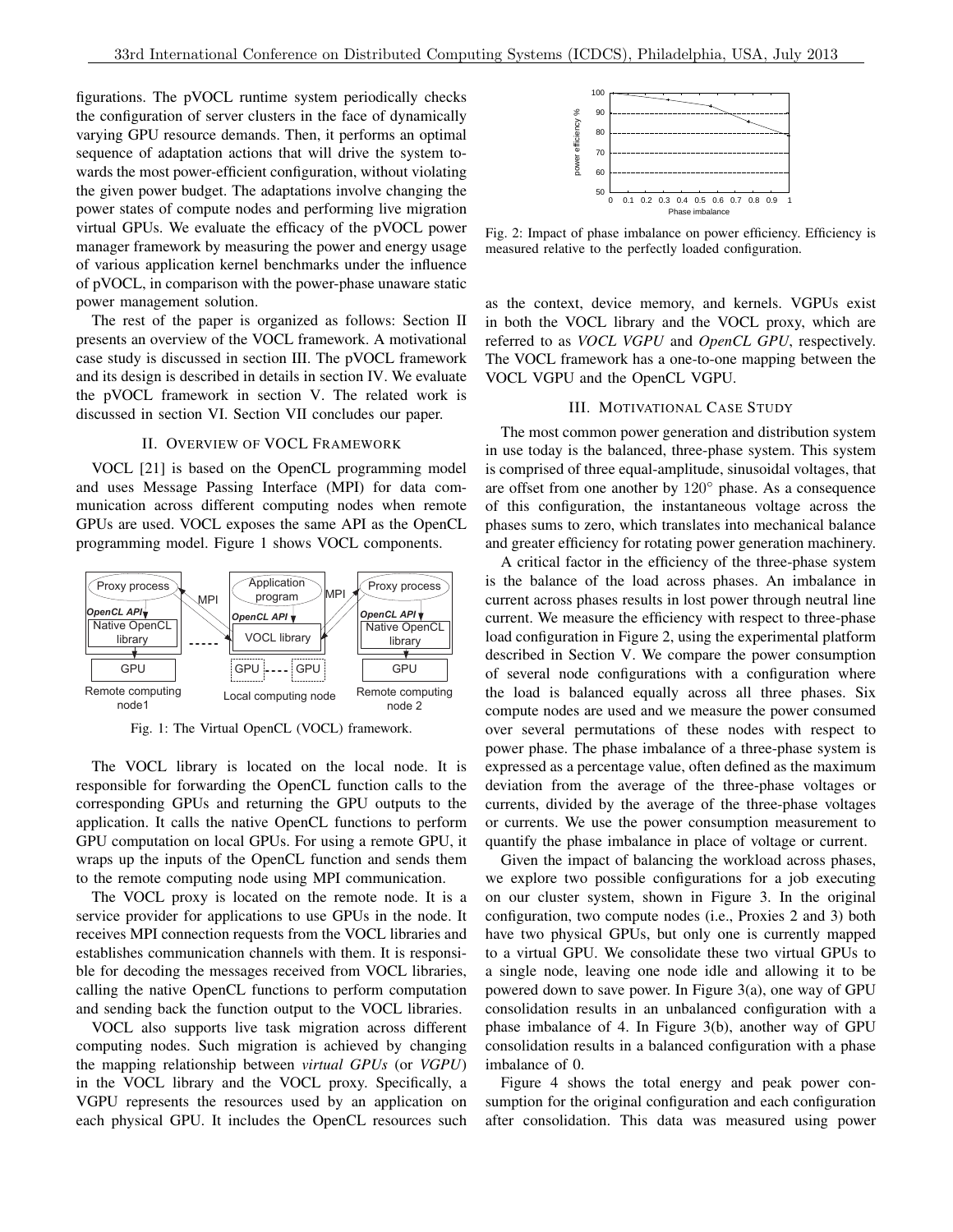figurations. The pVOCL runtime system periodically checks the configuration of server clusters in the face of dynamically varying GPU resource demands. Then, it performs an optimal sequence of adaptation actions that will drive the system towards the most power-efficient configuration, without violating the given power budget. The adaptations involve changing the power states of compute nodes and performing live migration virtual GPUs. We evaluate the efficacy of the pVOCL power manager framework by measuring the power and energy usage of various application kernel benchmarks under the influence of pVOCL, in comparison with the power-phase unaware static power management solution.

The rest of the paper is organized as follows: Section II presents an overview of the VOCL framework. A motivational case study is discussed in section III. The pVOCL framework and its design is described in details in section IV. We evaluate the pVOCL framework in section V. The related work is discussed in section VI. Section VII concludes our paper.

## II. Overview of VOCL Framework

VOCL [21] is based on the OpenCL programming model and uses Message Passing Interface (MPI) for data communication across different computing nodes when remote GPUs are used. VOCL exposes the same API as the OpenCL programming model. Figure 1 shows VOCL components.

Fig. 1: The Virtual OpenCL (VOCL) framework.

The VOCL library is located on the local node. It is responsible for forwarding the OpenCL function calls to the corresponding GPUs and returning the GPU outputs to the application. It calls the native OpenCL functions to perform GPU computation on local GPUs. For using a remote GPU, it wraps up the inputs of the OpenCL function and sends them to the remote computing node using MPI communication.

The VOCL proxy is located on the remote node. It is a service provider for applications to use GPUs in the node. It receives MPI connection requests from the VOCL libraries and establishes communication channels with them. It is responsible for decoding the messages received from VOCL libraries, calling the native OpenCL functions to perform computation and sending back the function output to the VOCL libraries.

VOCL also supports live task migration across different computing nodes. Such migration is achieved by changing the mapping relationship between *virtual GPUs* (or *VGPU*) in the VOCL library and the VOCL proxy. Specifically, a VGPU represents the resources used by an application on each physical GPU. It includes the OpenCL resources such as the context, device memory, and kernels. VGPUs exist in both the VOCL library and the VOCL proxy, which are referred to as *VOCL VGPU* and *OpenCL GPU*, respectively. The VOCL framework has a one-to-one mapping between the VOCL VGPU and the OpenCL VGPU.

Fig. 2: Impact of phase imbalance on power efficiency. Efficiency is measured relative to the perfectly loaded configuration.

## III. Motivational Case Study

The most common power generation and distribution system in use today is the balanced, three-phase system. This system is comprised of three equal-amplitude, sinusoidal voltages, that are offset from one another by $120^{\circ}$ phase. As a consequence of this configuration, the instantaneous voltage across the phases sums to zero, which translates into mechanical balance and greater efficiency for rotating power generation machinery.

A critical factor in the efficiency of the three-phase system is the balance of the load across phases. An imbalance in current across phases results in lost power through neutral line current. We measure the efficiency with respect to three-phase load configuration in Figure 2, using the experimental platform described in Section V. We compare the power consumption of several node configurations with a configuration where the load is balanced equally across all three phases. Six compute nodes are used and we measure the power consumed over several permutations of these nodes with respect to power phase. The phase imbalance of a three-phase system is expressed as a percentage value, often defined as the maximum deviation from the average of the three-phase voltages or currents, divided by the average of the three-phase voltages or currents. We use the power consumption measurement to quantify the phase imbalance in place of voltage or current.

Given the impact of balancing the workload across phases, we explore two possible configurations for a job executing on our cluster system, shown in Figure 3. In the original configuration, two compute nodes (i.e., Proxies 2 and 3) both have two physical GPUs, but only one is currently mapped to a virtual GPU. We consolidate these two virtual GPUs to a single node, leaving one node idle and allowing it to be powered down to save power. In Figure 3(a), one way of GPU consolidation results in an unbalanced configuration with a phase imbalance of 4. In Figure 3(b), another way of GPU consolidation results in a balanced configuration with a phase imbalance of 0.

Figure 4 shows the total energy and peak power consumption for the original configuration and each configuration after consolidation. This data was measured using power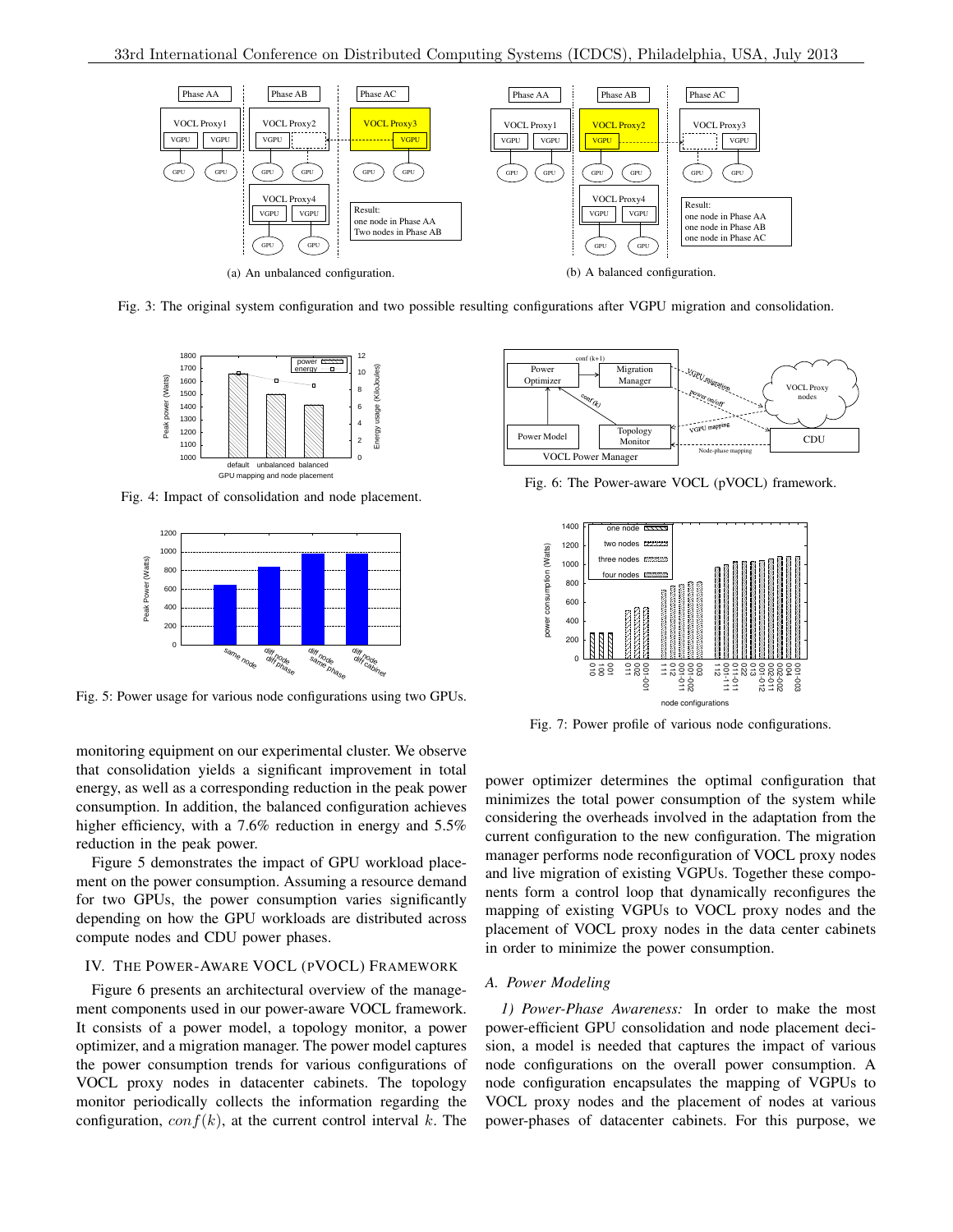(a) An unbalanced configuration.

(b) A balanced configuration.

Fig. 3: The original system configuration and two possible resulting configurations after VGPU migration and consolidation.

Fig. 4: Impact of consolidation and node placement.

Fig. 5: Power usage for various node configurations using two GPUs.

Fig. 6: The Power-aware VOCL (pVOCL) framework.

Fig. 7: Power profile of various node configurations.

monitoring equipment on our experimental cluster. We observe that consolidation yields a significant improvement in total energy, as well as a corresponding reduction in the peak power consumption. In addition, the balanced configuration achieves higher efficiency, with a 7.6% reduction in energy and 5.5% reduction in the peak power.

Figure 5 demonstrates the impact of GPU workload placement on the power consumption. Assuming a resource demand for two GPUs, the power consumption varies significantly depending on how the GPU workloads are distributed across compute nodes and CDU power phases.

## IV. The Power-Aware VOCL (pVOCL) Framework

Figure 6 presents an architectural overview of the management components used in our power-aware VOCL framework. It consists of a power model, a topology monitor, a power optimizer, and a migration manager. The power model captures the power consumption trends for various configurations of VOCL proxy nodes in datacenter cabinets. The topology monitor periodically collects the information regarding the configuration, $conf(k)$, at the current control interval $k$. The power optimizer determines the optimal configuration that minimizes the total power consumption of the system while considering the overheads involved in the adaptation from the current configuration to the new configuration. The migration manager performs node reconfiguration of VOCL proxy nodes and live migration of existing VGPUs. Together these components form a control loop that dynamically reconfigures the mapping of existing VGPUs to VOCL proxy nodes and the placement of VOCL proxy nodes in the data center cabinets in order to minimize the power consumption.

### A. Power Modeling

*1) Power-Phase Awareness:* In order to make the most power-efficient GPU consolidation and node placement decision, a model is needed that captures the impact of various node configurations on the overall power consumption. A node configuration encapsulates the mapping of VGPUs to VOCL proxy nodes and the placement of nodes at various power-phases of datacenter cabinets. For this purpose, we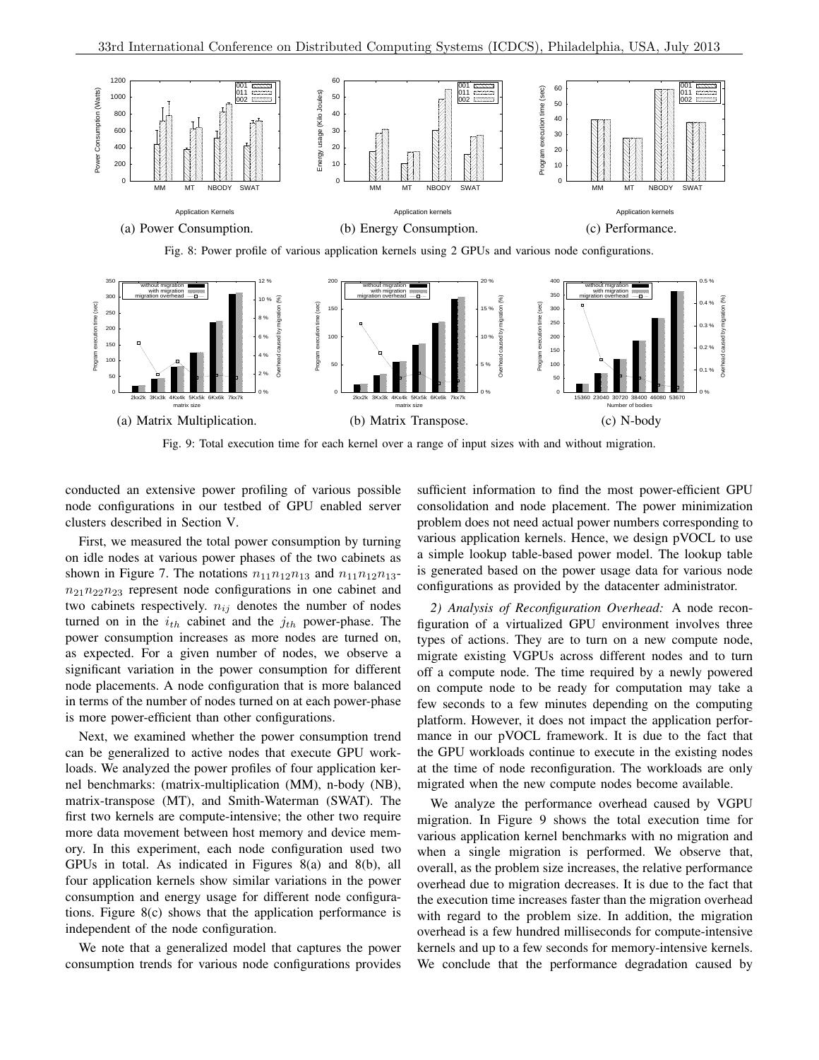(a) Power Consumption.

(b) Energy Consumption.

(c) Performance.

Fig. 8: Power profile of various application kernels using 2 GPUs and various node configurations.

(a) Matrix Multiplication.

(b) Matrix Transpose.

(c) N-body

Fig. 9: Total execution time for each kernel over a range of input sizes with and without migration.

conducted an extensive power profiling of various possible node configurations in our testbed of GPU enabled server clusters described in Section V.

First, we measured the total power consumption by turning on idle nodes at various power phases of the two cabinets as shown in Figure 7. The notations $n_{11}n_{12}n_{13}$ and $n_{11}n_{12}n_{13}$-$n_{21}n_{22}n_{23}$ represent node configurations in one cabinet and two cabinets respectively. $n_{ij}$ denotes the number of nodes turned on in the $i_{th}$ cabinet and the $j_{th}$ power-phase. The power consumption increases as more nodes are turned on, as expected. For a given number of nodes, we observe a significant variation in the power consumption for different node placements. A node configuration that is more balanced in terms of the number of nodes turned on at each power-phase is more power-efficient than other configurations.

Next, we examined whether the power consumption trend can be generalized to active nodes that execute GPU workloads. We analyzed the power profiles of four application kernel benchmarks: (matrix-multiplication (MM), n-body (NB), matrix-transpose (MT), and Smith-Waterman (SWAT). The first two kernels are compute-intensive; the other two require more data movement between host memory and device memory. In this experiment, each node configuration used two GPUs in total. As indicated in Figures 8(a) and 8(b), all four application kernels show similar variations in the power consumption and energy usage for different node configurations. Figure 8(c) shows that the application performance is independent of the node configuration.

We note that a generalized model that captures the power consumption trends for various node configurations provides sufficient information to find the most power-efficient GPU consolidation and node placement. The power minimization problem does not need actual power numbers corresponding to various application kernels. Hence, we design pVOCL to use a simple lookup table-based power model. The lookup table is generated based on the power usage data for various node configurations as provided by the datacenter administrator.

*2) Analysis of Reconfiguration Overhead:* A node reconfiguration of a virtualized GPU environment involves three types of actions. They are to turn on a new compute node, migrate existing VGPUs across different nodes and to turn off a compute node. The time required by a newly powered on compute node to be ready for computation may take a few seconds to a few minutes depending on the computing platform. However, it does not impact the application performance in our pVOCL framework. It is due to the fact that the GPU workloads continue to execute in the existing nodes at the time of node reconfiguration. The workloads are only migrated when the new compute nodes become available.

We analyze the performance overhead caused by VGPU migration. In Figure 9 shows the total execution time for various application kernel benchmarks with no migration and when a single migration is performed. We observe that, overall, as the problem size increases, the relative performance overhead due to migration decreases. It is due to the fact that the execution time increases faster than the migration overhead with regard to the problem size. In addition, the migration overhead is a few hundred milliseconds for compute-intensive kernels and up to a few seconds for memory-intensive kernels. We conclude that the performance degradation caused by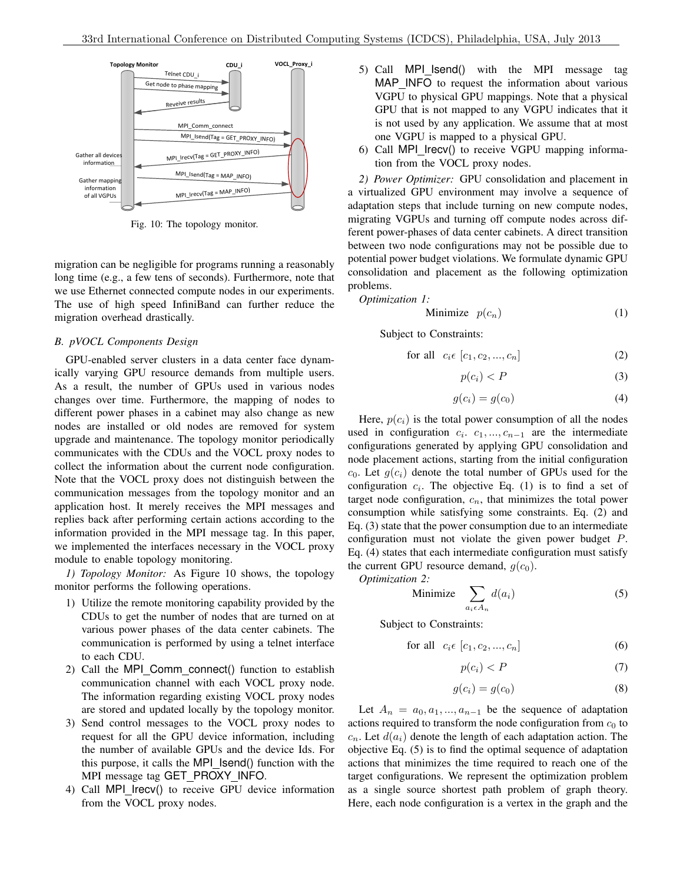Fig. 10: The topology monitor.

migration can be negligible for programs running a reasonably long time (e.g., a few tens of seconds). Furthermore, note that we use Ethernet connected compute nodes in our experiments. The use of high speed InfiniBand can further reduce the migration overhead drastically.

### B. pVOCL Components Design

GPU-enabled server clusters in a data center face dynamically varying GPU resource demands from multiple users. As a result, the number of GPUs used in various nodes changes over time. Furthermore, the mapping of nodes to different power phases in a cabinet may also change as new nodes are installed or old nodes are removed for system upgrade and maintenance. The topology monitor periodically communicates with the CDUs and the VOCL proxy nodes to collect the information about the current node configuration. Note that the VOCL proxy does not distinguish between the communication messages from the topology monitor and an application host. It merely receives the MPI messages and replies back after performing certain actions according to the information provided in the MPI message tag. In this paper, we implemented the interfaces necessary in the VOCL proxy module to enable topology monitoring.

*1) Topology Monitor:* As Figure 10 shows, the topology monitor performs the following operations.

1) Utilize the remote monitoring capability provided by the CDUs to get the number of nodes that are turned on at various power phases of the data center cabinets. The communication is performed by using a telnet interface to each CDU.
2) Call the MPI_Comm_connect() function to establish communication channel with each VOCL proxy node. The information regarding existing VOCL proxy nodes are stored and updated locally by the topology monitor.
3) Send control messages to the VOCL proxy nodes to request for all the GPU device information, including the number of available GPUs and the device Ids. For this purpose, it calls the MPI_Isend() function with the MPI message tag GET_PROXY_INFO.
4) Call MPI_Irecv() to receive GPU device information from the VOCL proxy nodes.
5) Call MPI_Isend() with the MPI message tag MAP_INFO to request the information about various VGPU to physical GPU mappings. Note that a physical GPU that is not mapped to any VGPU indicates that it is not used by any application. We assume that at most one VGPU is mapped to a physical GPU.
6) Call MPI_Irecv() to receive VGPU mapping information from the VOCL proxy nodes.

*2) Power Optimizer:* GPU consolidation and placement in a virtualized GPU environment may involve a sequence of adaptation steps that include turning on new compute nodes, migrating VGPUs and turning off compute nodes across different power-phases of data center cabinets. A direct transition between two node configurations may not be possible due to potential power budget violations. We formulate dynamic GPU consolidation and placement as the following optimization problems.

*Optimization 1:*

$$\text{Minimize} \quad p(c_n) \tag{1}$$

Subject to Constraints:

$$\text{for all} \quad c_i \epsilon \ [c_1, c_2, ..., c_n] \tag{2}$$

$$p(c_i) < P \tag{3}$$

$$g(c_i) = g(c_0) \tag{4}$$

Here, $p(c_i)$ is the total power consumption of all the nodes used in configuration $c_i$. $c_1, ..., c_{n-1}$ are the intermediate configurations generated by applying GPU consolidation and node placement actions, starting from the initial configuration $c_0$. Let $g(c_i)$ denote the total number of GPUs used for the configuration $c_i$. The objective Eq. (1) is to find a set of target node configuration, $c_n$, that minimizes the total power consumption while satisfying some constraints. Eq. (2) and Eq. (3) state that the power consumption due to an intermediate configuration must not violate the given power budget $P$. Eq. (4) states that each intermediate configuration must satisfy the current GPU resource demand, $g(c_0)$.

*Optimization 2:*

$$\text{Minimize} \quad \sum_{a_i \epsilon A_n} d(a_i) \tag{5}$$

Subject to Constraints:

$$\text{for all} \quad c_i \epsilon \ [c_1, c_2, ..., c_n] \tag{6}$$

$$p(c_i) < P \tag{7}$$

$$g(c_i) = g(c_0) \tag{8}$$

Let $A_n = a_0, a_1, ..., a_{n-1}$ be the sequence of adaptation actions required to transform the node configuration from $c_0$ to $c_n$. Let $d(a_i)$ denote the length of each adaptation action. The objective Eq. (5) is to find the optimal sequence of adaptation actions that minimizes the time required to reach one of the target configurations. We represent the optimization problem as a single source shortest path problem of graph theory. Here, each node configuration is a vertex in the graph and the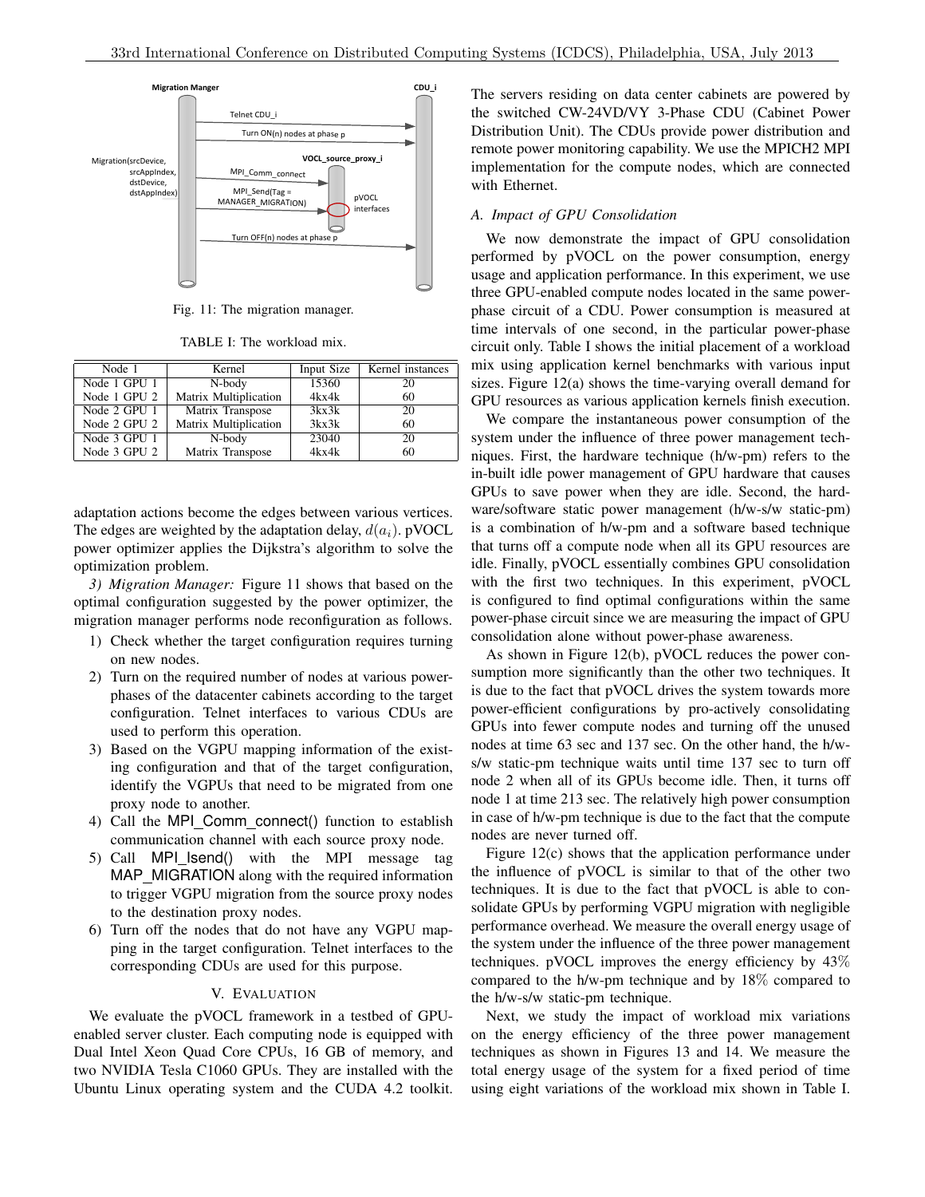Fig. 11: The migration manager.

TABLE I: The workload mix.

| Node 1 | Kernel | Input Size | Kernel instances |
|---|---|---|---|
| Node 1 GPU 1 | N-body | 15360 | 20 |
| Node 1 GPU 2 | Matrix Multiplication | 4kx4k | 60 |
| Node 2 GPU 1 | Matrix Transpose | 3kx3k | 20 |
| Node 2 GPU 2 | Matrix Multiplication | 3kx3k | 60 |
| Node 3 GPU 1 | N-body | 23040 | 20 |
| Node 3 GPU 2 | Matrix Transpose | 4kx4k | 60 |

adaptation actions become the edges between various vertices. The edges are weighted by the adaptation delay, $d(a_i)$. pVOCL power optimizer applies the Dijkstra's algorithm to solve the optimization problem.

*3) Migration Manager:* Figure 11 shows that based on the optimal configuration suggested by the power optimizer, the migration manager performs node reconfiguration as follows.

1) Check whether the target configuration requires turning on new nodes.
2) Turn on the required number of nodes at various power-phases of the datacenter cabinets according to the target configuration. Telnet interfaces to various CDUs are used to perform this operation.
3) Based on the VGPU mapping information of the existing configuration and that of the target configuration, identify the VGPUs that need to be migrated from one proxy node to another.
4) Call the MPI_Comm_connect() function to establish communication channel with each source proxy node.
5) Call MPI_Isend() with the MPI message tag MAP_MIGRATION along with the required information to trigger VGPU migration from the source proxy nodes to the destination proxy nodes.
6) Turn off the nodes that do not have any VGPU mapping in the target configuration. Telnet interfaces to the corresponding CDUs are used for this purpose.

## V. Evaluation

We evaluate the pVOCL framework in a testbed of GPU-enabled server cluster. Each computing node is equipped with Dual Intel Xeon Quad Core CPUs, 16 GB of memory, and two NVIDIA Tesla C1060 GPUs. They are installed with the Ubuntu Linux operating system and the CUDA 4.2 toolkit. The servers residing on data center cabinets are powered by the switched CW-24VD/VY 3-Phase CDU (Cabinet Power Distribution Unit). The CDUs provide power distribution and remote power monitoring capability. We use the MPICH2 MPI implementation for the compute nodes, which are connected with Ethernet.

### *A. Impact of GPU Consolidation*

We now demonstrate the impact of GPU consolidation performed by pVOCL on the power consumption, energy usage and application performance. In this experiment, we use three GPU-enabled compute nodes located in the same power-phase circuit of a CDU. Power consumption is measured at time intervals of one second, in the particular power-phase circuit only. Table I shows the initial placement of a workload mix using application kernel benchmarks with various input sizes. Figure 12(a) shows the time-varying overall demand for GPU resources as various application kernels finish execution.

We compare the instantaneous power consumption of the system under the influence of three power management techniques. First, the hardware technique (h/w-pm) refers to the in-built idle power management of GPU hardware that causes GPUs to save power when they are idle. Second, the hardware/software static power management (h/w-s/w static-pm) is a combination of h/w-pm and a software based technique that turns off a compute node when all its GPU resources are idle. Finally, pVOCL essentially combines GPU consolidation with the first two techniques. In this experiment, pVOCL is configured to find optimal configurations within the same power-phase circuit since we are measuring the impact of GPU consolidation alone without power-phase awareness.

As shown in Figure 12(b), pVOCL reduces the power consumption more significantly than the other two techniques. It is due to the fact that pVOCL drives the system towards more power-efficient configurations by pro-actively consolidating GPUs into fewer compute nodes and turning off the unused nodes at time 63 sec and 137 sec. On the other hand, the h/w-s/w static-pm technique waits until time 137 sec to turn off node 2 when all of its GPUs become idle. Then, it turns off node 1 at time 213 sec. The relatively high power consumption in case of h/w-pm technique is due to the fact that the compute nodes are never turned off.

Figure 12(c) shows that the application performance under the influence of pVOCL is similar to that of the other two techniques. It is due to the fact that pVOCL is able to consolidate GPUs by performing VGPU migration with negligible performance overhead. We measure the overall energy usage of the system under the influence of the three power management techniques. pVOCL improves the energy efficiency by 43% compared to the h/w-pm technique and by 18% compared to the h/w-s/w static-pm technique.

Next, we study the impact of workload mix variations on the energy efficiency of the three power management techniques as shown in Figures 13 and 14. We measure the total energy usage of the system for a fixed period of time using eight variations of the workload mix shown in Table I.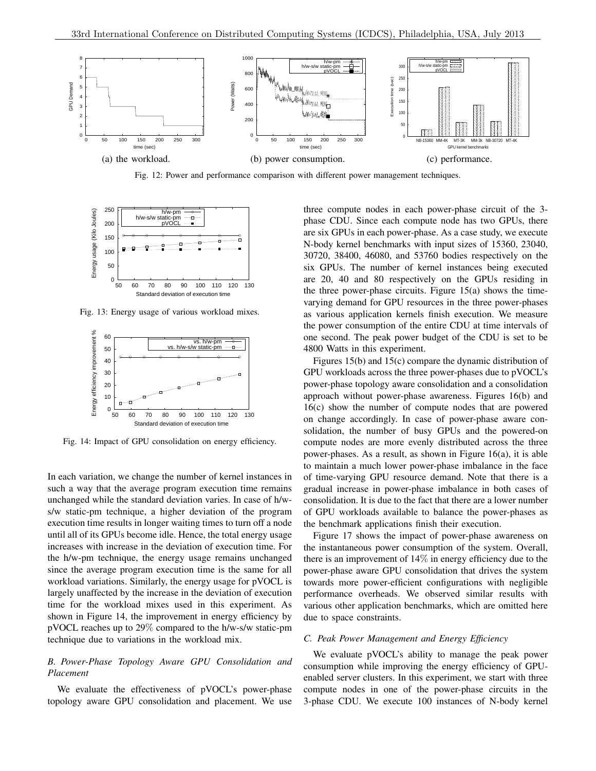(a) the workload.

(b) power consumption.

(c) performance.

Fig. 12: Power and performance comparison with different power management techniques.

Fig. 13: Energy usage of various workload mixes.

Fig. 14: Impact of GPU consolidation on energy efficiency.

In each variation, we change the number of kernel instances in such a way that the average program execution time remains unchanged while the standard deviation varies. In case of h/w-s/w static-pm technique, a higher deviation of the program execution time results in longer waiting times to turn off a node until all of its GPUs become idle. Hence, the total energy usage increases with increase in the deviation of execution time. For the h/w-pm technique, the energy usage remains unchanged since the average program execution time is the same for all workload variations. Similarly, the energy usage for pVOCL is largely unaffected by the increase in the deviation of execution time for the workload mixes used in this experiment. As shown in Figure 14, the improvement in energy efficiency by pVOCL reaches up to 29% compared to the h/w-s/w static-pm technique due to variations in the workload mix.

### B. Power-Phase Topology Aware GPU Consolidation and Placement

We evaluate the effectiveness of pVOCL's power-phase topology aware GPU consolidation and placement. We use three compute nodes in each power-phase circuit of the 3-phase CDU. Since each compute node has two GPUs, there are six GPUs in each power-phase. As a case study, we execute N-body kernel benchmarks with input sizes of 15360, 23040, 30720, 38400, 46080, and 53760 bodies respectively on the six GPUs. The number of kernel instances being executed are 20, 40 and 80 respectively on the GPUs residing in the three power-phase circuits. Figure 15(a) shows the time-varying demand for GPU resources in the three power-phases as various application kernels finish execution. We measure the power consumption of the entire CDU at time intervals of one second. The peak power budget of the CDU is set to be 4800 Watts in this experiment.

Figures 15(b) and 15(c) compare the dynamic distribution of GPU workloads across the three power-phases due to pVOCL's power-phase topology aware consolidation and a consolidation approach without power-phase awareness. Figures 16(b) and 16(c) show the number of compute nodes that are powered on change accordingly. In case of power-phase aware consolidation, the number of busy GPUs and the powered-on compute nodes are more evenly distributed across the three power-phases. As a result, as shown in Figure 16(a), it is able to maintain a much lower power-phase imbalance in the face of time-varying GPU resource demand. Note that there is a gradual increase in power-phase imbalance in both cases of consolidation. It is due to the fact that there are a lower number of GPU workloads available to balance the power-phases as the benchmark applications finish their execution.

Figure 17 shows the impact of power-phase awareness on the instantaneous power consumption of the system. Overall, there is an improvement of 14% in energy efficiency due to the power-phase aware GPU consolidation that drives the system towards more power-efficient configurations with negligible performance overheads. We observed similar results with various other application benchmarks, which are omitted here due to space constraints.

### C. Peak Power Management and Energy Efficiency

We evaluate pVOCL's ability to manage the peak power consumption while improving the energy efficiency of GPU-enabled server clusters. In this experiment, we start with three compute nodes in one of the power-phase circuits in the 3-phase CDU. We execute 100 instances of N-body kernel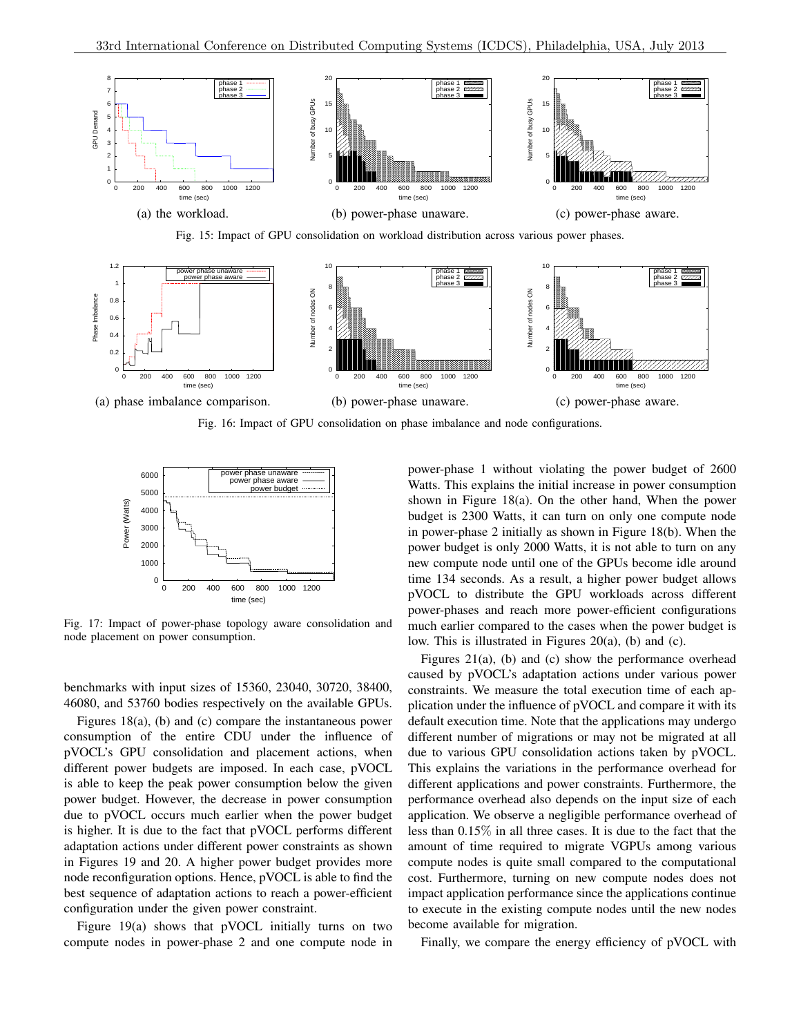(a) the workload.

(b) power-phase unaware.

(c) power-phase aware.

Fig. 15: Impact of GPU consolidation on workload distribution across various power phases.

(a) phase imbalance comparison.

(b) power-phase unaware.

(c) power-phase aware.

Fig. 16: Impact of GPU consolidation on phase imbalance and node configurations.

Fig. 17: Impact of power-phase topology aware consolidation and node placement on power consumption.

benchmarks with input sizes of 15360, 23040, 30720, 38400, 46080, and 53760 bodies respectively on the available GPUs.

Figures 18(a), (b) and (c) compare the instantaneous power consumption of the entire CDU under the influence of pVOCL's GPU consolidation and placement actions, when different power budgets are imposed. In each case, pVOCL is able to keep the peak power consumption below the given power budget. However, the decrease in power consumption due to pVOCL occurs much earlier when the power budget is higher. It is due to the fact that pVOCL performs different adaptation actions under different power constraints as shown in Figures 19 and 20. A higher power budget provides more node reconfiguration options. Hence, pVOCL is able to find the best sequence of adaptation actions to reach a power-efficient configuration under the given power constraint.

Figure 19(a) shows that pVOCL initially turns on two compute nodes in power-phase 2 and one compute node in power-phase 1 without violating the power budget of 2600 Watts. This explains the initial increase in power consumption shown in Figure 18(a). On the other hand, When the power budget is 2300 Watts, it can turn on only one compute node in power-phase 2 initially as shown in Figure 18(b). When the power budget is only 2000 Watts, it is not able to turn on any new compute node until one of the GPUs become idle around time 134 seconds. As a result, a higher power budget allows pVOCL to distribute the GPU workloads across different power-phases and reach more power-efficient configurations much earlier compared to the cases when the power budget is low. This is illustrated in Figures 20(a), (b) and (c).

Figures 21(a), (b) and (c) show the performance overhead caused by pVOCL's adaptation actions under various power constraints. We measure the total execution time of each application under the influence of pVOCL and compare it with its default execution time. Note that the applications may undergo different number of migrations or may not be migrated at all due to various GPU consolidation actions taken by pVOCL. This explains the variations in the performance overhead for different applications and power constraints. Furthermore, the performance overhead also depends on the input size of each application. We observe a negligible performance overhead of less than 0.15% in all three cases. It is due to the fact that the amount of time required to migrate VGPUs among various compute nodes is quite small compared to the computational cost. Furthermore, turning on new compute nodes does not impact application performance since the applications continue to execute in the existing compute nodes until the new nodes become available for migration.

Finally, we compare the energy efficiency of pVOCL with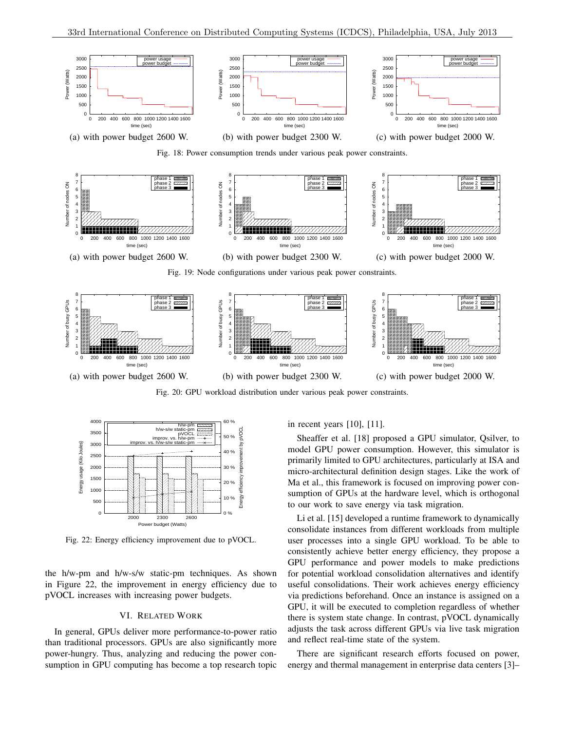(a) with power budget 2600 W.

(b) with power budget 2300 W.

(c) with power budget 2000 W.

Fig. 18: Power consumption trends under various peak power constraints.

(a) with power budget 2600 W.

(b) with power budget 2300 W.

(c) with power budget 2000 W.

Fig. 19: Node configurations under various peak power constraints.

(a) with power budget 2600 W.

(b) with power budget 2300 W.

(c) with power budget 2000 W.

Fig. 20: GPU workload distribution under various peak power constraints.

Fig. 22: Energy efficiency improvement due to pVOCL.

the h/w-pm and h/w-s/w static-pm techniques. As shown in Figure 22, the improvement in energy efficiency due to pVOCL increases with increasing power budgets.

## VI. Related Work

In general, GPUs deliver more performance-to-power ratio than traditional processors. GPUs are also significantly more power-hungry. Thus, analyzing and reducing the power consumption in GPU computing has become a top research topic in recent years [10], [11].

Sheaffer et al. [18] proposed a GPU simulator, Qsilver, to model GPU power consumption. However, this simulator is primarily limited to GPU architectures, particularly at ISA and micro-architectural definition design stages. Like the work of Ma et al., this framework is focused on improving power consumption of GPUs at the hardware level, which is orthogonal to our work to save energy via task migration.

Li et al. [15] developed a runtime framework to dynamically consolidate instances from different workloads from multiple user processes into a single GPU workload. To be able to consistently achieve better energy efficiency, they propose a GPU performance and power models to make predictions for potential workload consolidation alternatives and identify useful consolidations. Their work achieves energy efficiency via predictions beforehand. Once an instance is assigned on a GPU, it will be executed to completion regardless of whether there is system state change. In contrast, pVOCL dynamically adjusts the task across different GPUs via live task migration and reflect real-time state of the system.

There are significant research efforts focused on power, energy and thermal management in enterprise data centers [3]–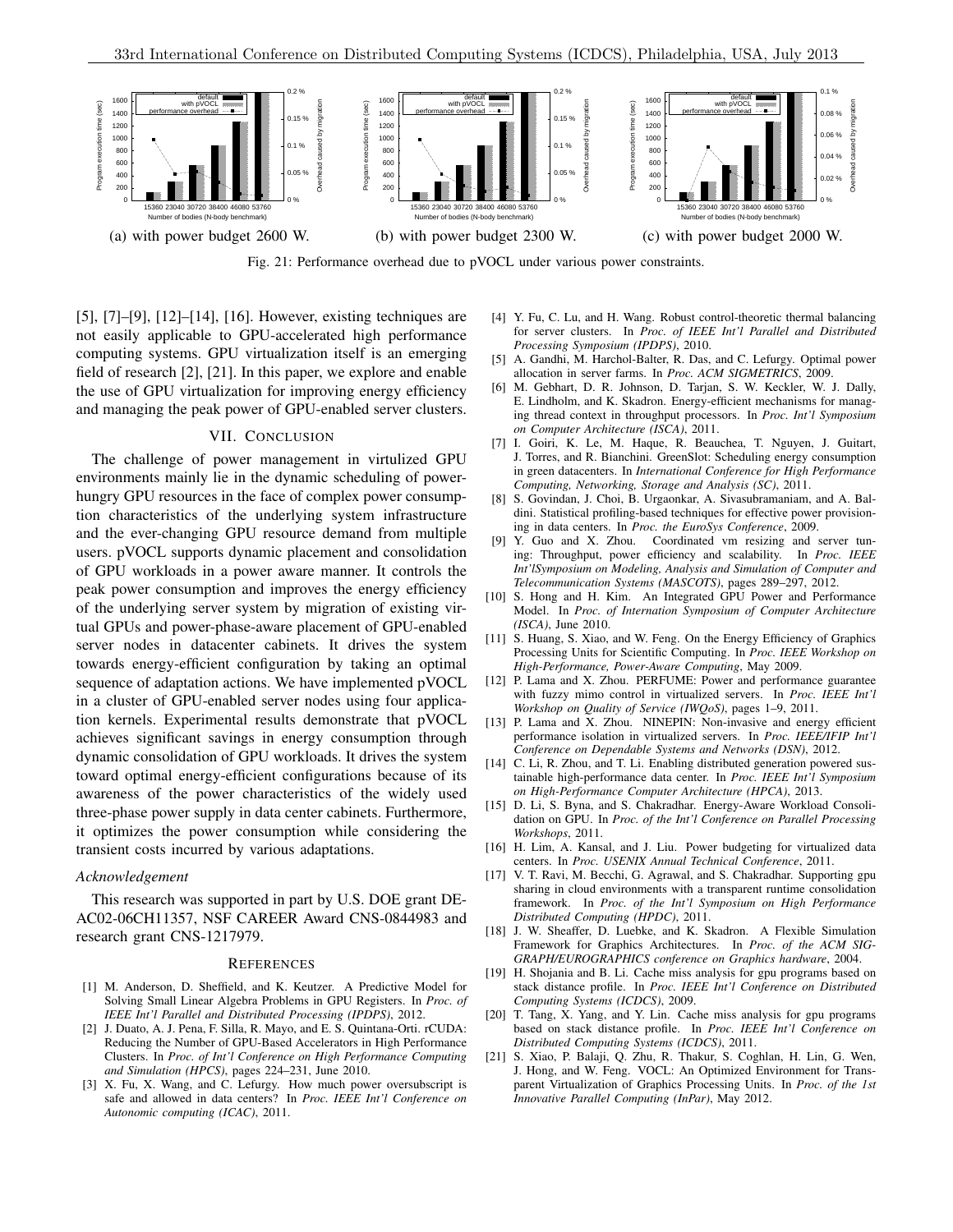(a) with power budget 2600 W.

(b) with power budget 2300 W.

(c) with power budget 2000 W.

Fig. 21: Performance overhead due to pVOCL under various power constraints.

[5], [7]–[9], [12]–[14], [16]. However, existing techniques are not easily applicable to GPU-accelerated high performance computing systems. GPU virtualization itself is an emerging field of research [2], [21]. In this paper, we explore and enable the use of GPU virtualization for improving energy efficiency and managing the peak power of GPU-enabled server clusters.

## VII. Conclusion

The challenge of power management in virtulized GPU environments mainly lie in the dynamic scheduling of power-hungry GPU resources in the face of complex power consumption characteristics of the underlying system infrastructure and the ever-changing GPU resource demand from multiple users. pVOCL supports dynamic placement and consolidation of GPU workloads in a power aware manner. It controls the peak power consumption and improves the energy efficiency of the underlying server system by migration of existing virtual GPUs and power-phase-aware placement of GPU-enabled server nodes in datacenter cabinets. It drives the system towards energy-efficient configuration by taking an optimal sequence of adaptation actions. We have implemented pVOCL in a cluster of GPU-enabled server nodes using four application kernels. Experimental results demonstrate that pVOCL achieves significant savings in energy consumption through dynamic consolidation of GPU workloads. It drives the system toward optimal energy-efficient configurations because of its awareness of the power characteristics of the widely used three-phase power supply in data center cabinets. Furthermore, it optimizes the power consumption while considering the transient costs incurred by various adaptations.

### *Acknowledgement*

This research was supported in part by U.S. DOE grant DE-AC02-06CH11357, NSF CAREER Award CNS-0844983 and research grant CNS-1217979.

## References

[1] M. Anderson, D. Sheffield, and K. Keutzer. A Predictive Model for Solving Small Linear Algebra Problems in GPU Registers. In *Proc. of IEEE Int'l Parallel and Distributed Processing (IPDPS)*, 2012.

[2] J. Duato, A. J. Pena, F. Silla, R. Mayo, and E. S. Quintana-Orti. rCUDA: Reducing the Number of GPU-Based Accelerators in High Performance Clusters. In *Proc. of Int'l Conference on High Performance Computing and Simulation (HPCS)*, pages 224–231, June 2010.

[3] X. Fu, X. Wang, and C. Lefurgy. How much power oversubscript is safe and allowed in data centers? In *Proc. IEEE Int'l Conference on Autonomic computing (ICAC)*, 2011.

[4] Y. Fu, C. Lu, and H. Wang. Robust control-theoretic thermal balancing for server clusters. In *Proc. of IEEE Int'l Parallel and Distributed Processing Symposium (IPDPS)*, 2010.

[5] A. Gandhi, M. Harchol-Balter, R. Das, and C. Lefurgy. Optimal power allocation in server farms. In *Proc. ACM SIGMETRICS*, 2009.

[6] M. Gebhart, D. R. Johnson, D. Tarjan, S. W. Keckler, W. J. Dally, E. Lindholm, and K. Skadron. Energy-efficient mechanisms for managing thread context in throughput processors. In *Proc. Int'l Symposium on Computer Architecture (ISCA)*, 2011.

[7] I. Goiri, K. Le, M. Haque, R. Beauchea, T. Nguyen, J. Guitart, J. Torres, and R. Bianchini. GreenSlot: Scheduling energy consumption in green datacenters. In *International Conference for High Performance Computing, Networking, Storage and Analysis (SC)*, 2011.

[8] S. Govindan, J. Choi, B. Urgaonkar, A. Sivasubramaniam, and A. Baldini. Statistical profiling-based techniques for effective power provisioning in data centers. In *Proc. the EuroSys Conference*, 2009.

[9] Y. Guo and X. Zhou. Coordinated vm resizing and server tuning: Throughput, power efficiency and scalability. In *Proc. IEEE Int'lSymposium on Modeling, Analysis and Simulation of Computer and Telecommunication Systems (MASCOTS)*, pages 289–297, 2012.

[10] S. Hong and H. Kim. An Integrated GPU Power and Performance Model. In *Proc. of Internation Symposium of Computer Architecture (ISCA)*, June 2010.

[11] S. Huang, S. Xiao, and W. Feng. On the Energy Efficiency of Graphics Processing Units for Scientific Computing. In *Proc. IEEE Workshop on High-Performance, Power-Aware Computing*, May 2009.

[12] P. Lama and X. Zhou. PERFUME: Power and performance guarantee with fuzzy mimo control in virtualized servers. In *Proc. IEEE Int'l Workshop on Quality of Service (IWQoS)*, pages 1–9, 2011.

[13] P. Lama and X. Zhou. NINEPIN: Non-invasive and energy efficient performance isolation in virtualized servers. In *Proc. IEEE/IFIP Int'l Conference on Dependable Systems and Networks (DSN)*, 2012.

[14] C. Li, R. Zhou, and T. Li. Enabling distributed generation powered sustainable high-performance data center. In *Proc. IEEE Int'l Symposium on High-Performance Computer Architecture (HPCA)*, 2013.

[15] D. Li, S. Byna, and S. Chakradhar. Energy-Aware Workload Consolidation on GPU. In *Proc. of the Int'l Conference on Parallel Processing Workshops*, 2011.

[16] H. Lim, A. Kansal, and J. Liu. Power budgeting for virtualized data centers. In *Proc. USENIX Annual Technical Conference*, 2011.

[17] V. T. Ravi, M. Becchi, G. Agrawal, and S. Chakradhar. Supporting gpu sharing in cloud environments with a transparent runtime consolidation framework. In *Proc. of the Int'l Symposium on High Performance Distributed Computing (HPDC)*, 2011.

[18] J. W. Sheaffer, D. Luebke, and K. Skadron. A Flexible Simulation Framework for Graphics Architectures. In *Proc. of the ACM SIGGRAPH/EUROGRAPHICS conference on Graphics hardware*, 2004.

[19] H. Shojania and B. Li. Cache miss analysis for gpu programs based on stack distance profile. In *Proc. IEEE Int'l Conference on Distributed Computing Systems (ICDCS)*, 2009.

[20] T. Tang, X. Yang, and Y. Lin. Cache miss analysis for gpu programs based on stack distance profile. In *Proc. IEEE Int'l Conference on Distributed Computing Systems (ICDCS)*, 2011.

[21] S. Xiao, P. Balaji, Q. Zhu, R. Thakur, S. Coghlan, H. Lin, G. Wen, J. Hong, and W. Feng. VOCL: An Optimized Environment for Transparent Virtualization of Graphics Processing Units. In *Proc. of the 1st Innovative Parallel Computing (InPar)*, May 2012.